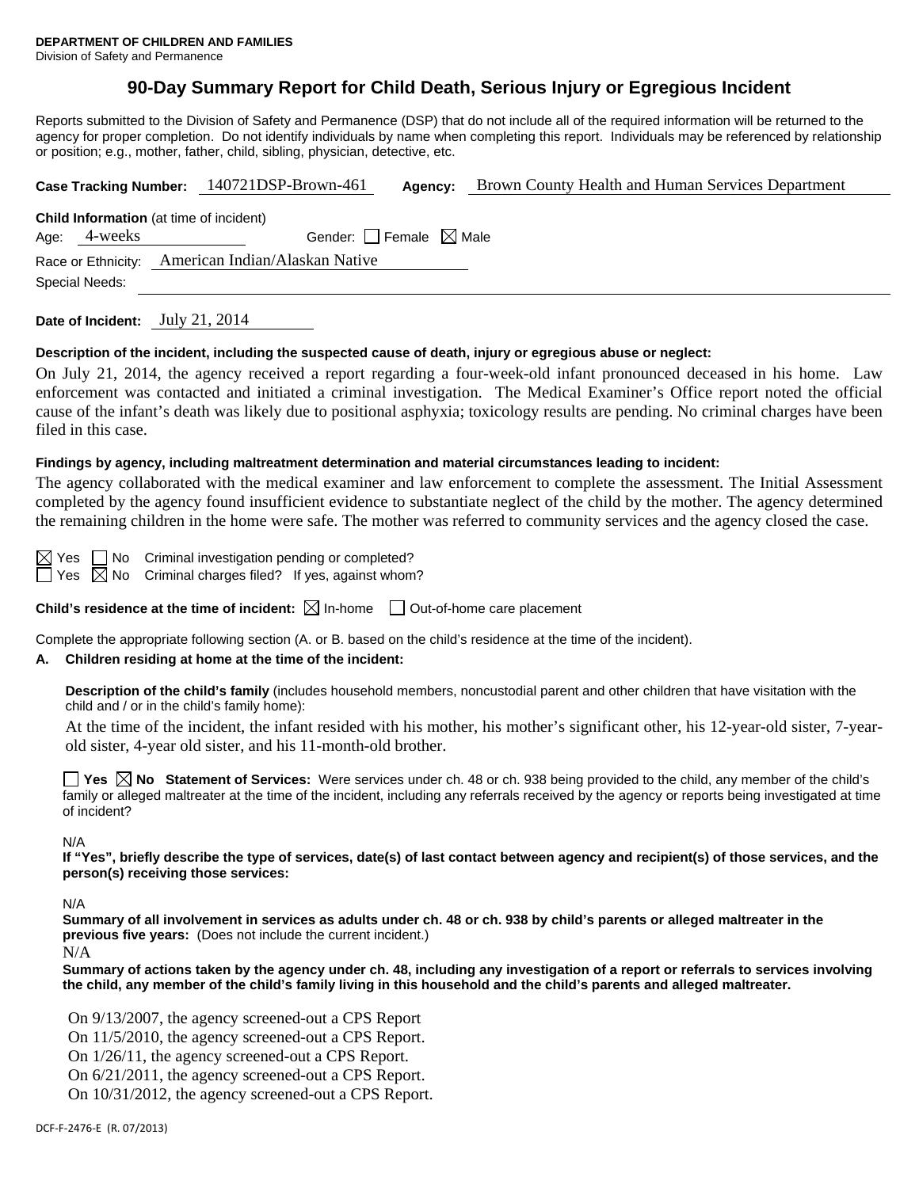**DEPARTMENT OF CHILDREN AND FAMILIES**
Division of Safety and Permanence

# 90-Day Summary Report for Child Death, Serious Injury or Egregious Incident

Reports submitted to the Division of Safety and Permanence (DSP) that do not include all of the required information will be returned to the agency for proper completion. Do not identify individuals by name when completing this report. Individuals may be referenced by relationship or position; e.g., mother, father, child, sibling, physician, detective, etc.

**Case Tracking Number:** 140721DSP-Brown-461 **Agency:** Brown County Health and Human Services Department

**Child Information** (at time of incident)
Age: 4-weeks Gender: ☐ Female ☒ Male
Race or Ethnicity: American Indian/Alaskan Native
Special Needs:

**Date of Incident:** July 21, 2014

**Description of the incident, including the suspected cause of death, injury or egregious abuse or neglect:**

On July 21, 2014, the agency received a report regarding a four-week-old infant pronounced deceased in his home. Law enforcement was contacted and initiated a criminal investigation. The Medical Examiner's Office report noted the official cause of the infant's death was likely due to positional asphyxia; toxicology results are pending. No criminal charges have been filed in this case.

**Findings by agency, including maltreatment determination and material circumstances leading to incident:**

The agency collaborated with the medical examiner and law enforcement to complete the assessment. The Initial Assessment completed by the agency found insufficient evidence to substantiate neglect of the child by the mother. The agency determined the remaining children in the home were safe. The mother was referred to community services and the agency closed the case.

☒ Yes ☐ No Criminal investigation pending or completed?
☐ Yes ☒ No Criminal charges filed? If yes, against whom?

**Child's residence at the time of incident:** ☒ In-home ☐ Out-of-home care placement

Complete the appropriate following section (A. or B. based on the child's residence at the time of the incident).

**A. Children residing at home at the time of the incident:**

**Description of the child's family** (includes household members, noncustodial parent and other children that have visitation with the child and / or in the child's family home):

At the time of the incident, the infant resided with his mother, his mother's significant other, his 12-year-old sister, 7-year-old sister, 4-year old sister, and his 11-month-old brother.

☐ **Yes** ☒ **No** **Statement of Services:** Were services under ch. 48 or ch. 938 being provided to the child, any member of the child's family or alleged maltreater at the time of the incident, including any referrals received by the agency or reports being investigated at time of incident?

N/A

**If "Yes", briefly describe the type of services, date(s) of last contact between agency and recipient(s) of those services, and the person(s) receiving those services:**

N/A

**Summary of all involvement in services as adults under ch. 48 or ch. 938 by child's parents or alleged maltreater in the previous five years:** (Does not include the current incident.)

N/A

**Summary of actions taken by the agency under ch. 48, including any investigation of a report or referrals to services involving the child, any member of the child's family living in this household and the child's parents and alleged maltreater.**

On 9/13/2007, the agency screened-out a CPS Report
On 11/5/2010, the agency screened-out a CPS Report.
On 1/26/11, the agency screened-out a CPS Report.
On 6/21/2011, the agency screened-out a CPS Report.
On 10/31/2012, the agency screened-out a CPS Report.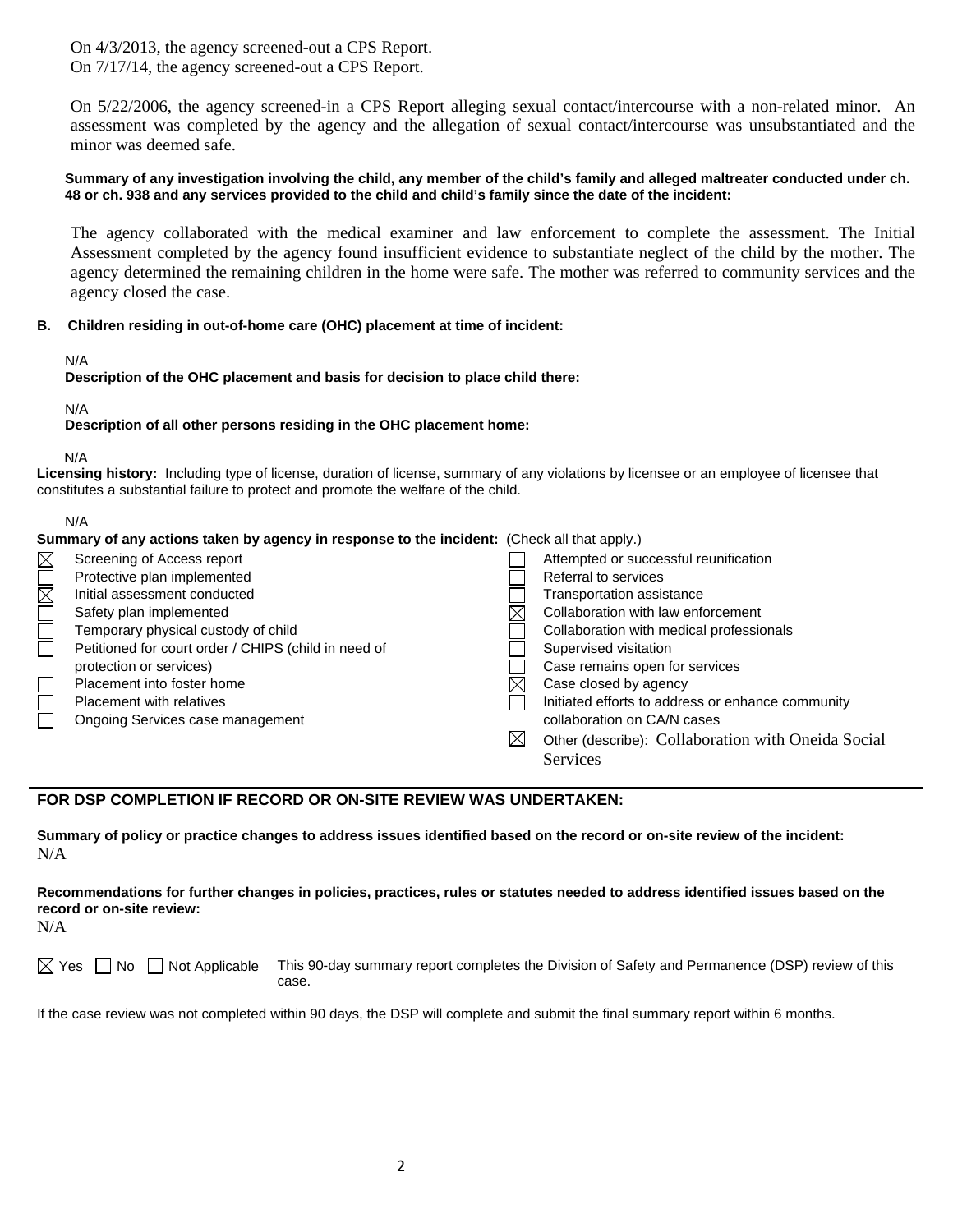On 4/3/2013, the agency screened-out a CPS Report.
On 7/17/14, the agency screened-out a CPS Report.

On 5/22/2006, the agency screened-in a CPS Report alleging sexual contact/intercourse with a non-related minor. An assessment was completed by the agency and the allegation of sexual contact/intercourse was unsubstantiated and the minor was deemed safe.

**Summary of any investigation involving the child, any member of the child's family and alleged maltreater conducted under ch. 48 or ch. 938 and any services provided to the child and child's family since the date of the incident:**

The agency collaborated with the medical examiner and law enforcement to complete the assessment. The Initial Assessment completed by the agency found insufficient evidence to substantiate neglect of the child by the mother. The agency determined the remaining children in the home were safe. The mother was referred to community services and the agency closed the case.

**B. Children residing in out-of-home care (OHC) placement at time of incident:**

N/A

**Description of the OHC placement and basis for decision to place child there:**

N/A

**Description of all other persons residing in the OHC placement home:**

N/A

**Licensing history:** Including type of license, duration of license, summary of any violations by licensee or an employee of licensee that constitutes a substantial failure to protect and promote the welfare of the child.

N/A

**Summary of any actions taken by agency in response to the incident:** (Check all that apply.)

- ☒ Screening of Access report
- ☐ Protective plan implemented
- ☒ Initial assessment conducted
- ☐ Safety plan implemented
- ☐ Temporary physical custody of child
- ☐ Petitioned for court order / CHIPS (child in need of protection or services)
- ☐ Placement into foster home
- ☐ Placement with relatives
- ☐ Ongoing Services case management
- ☐ Attempted or successful reunification
- ☐ Referral to services
- ☐ Transportation assistance
- ☒ Collaboration with law enforcement
- ☐ Collaboration with medical professionals
- ☐ Supervised visitation
- ☐ Case remains open for services
- ☒ Case closed by agency
- ☐ Initiated efforts to address or enhance community collaboration on CA/N cases
- ☒ Other (describe): Collaboration with Oneida Social Services

## FOR DSP COMPLETION IF RECORD OR ON-SITE REVIEW WAS UNDERTAKEN:

**Summary of policy or practice changes to address issues identified based on the record or on-site review of the incident:**
N/A

**Recommendations for further changes in policies, practices, rules or statutes needed to address identified issues based on the record or on-site review:**
N/A

☒ Yes ☐ No ☐ Not Applicable This 90-day summary report completes the Division of Safety and Permanence (DSP) review of this case.

If the case review was not completed within 90 days, the DSP will complete and submit the final summary report within 6 months.